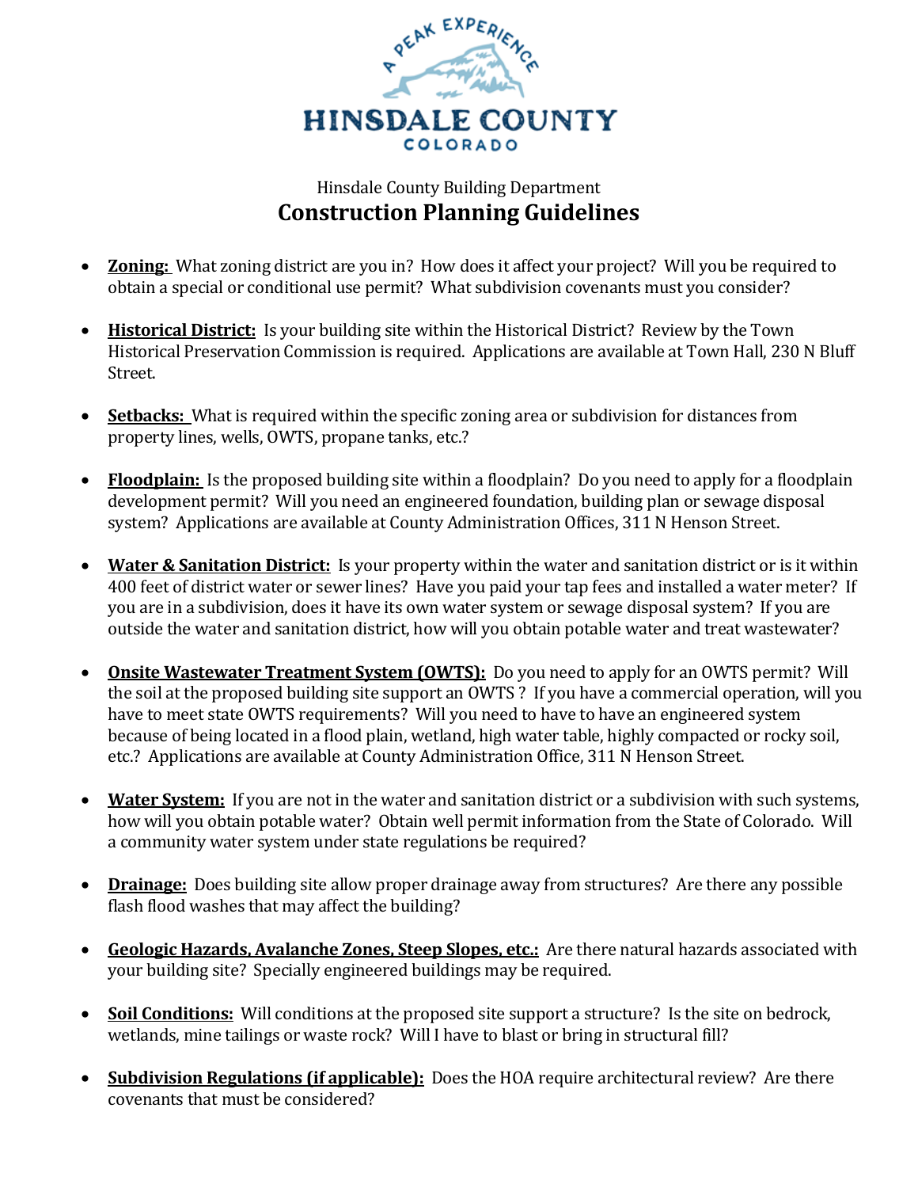# HINSDALE COUNTY

COLORADO

Hinsdale County Building Department

## Construction Planning Guidelines

- **Zoning:** What zoning district are you in? How does it affect your project? Will you be required to obtain a special or conditional use permit? What subdivision covenants must you consider?

- **Historical District:** Is your building site within the Historical District? Review by the Town Historical Preservation Commission is required. Applications are available at Town Hall, 230 N Bluff Street.

- **Setbacks:** What is required within the specific zoning area or subdivision for distances from property lines, wells, OWTS, propane tanks, etc.?

- **Floodplain:** Is the proposed building site within a floodplain? Do you need to apply for a floodplain development permit? Will you need an engineered foundation, building plan or sewage disposal system? Applications are available at County Administration Offices, 311 N Henson Street.

- **Water & Sanitation District:** Is your property within the water and sanitation district or is it within 400 feet of district water or sewer lines? Have you paid your tap fees and installed a water meter? If you are in a subdivision, does it have its own water system or sewage disposal system? If you are outside the water and sanitation district, how will you obtain potable water and treat wastewater?

- **Onsite Wastewater Treatment System (OWTS):** Do you need to apply for an OWTS permit? Will the soil at the proposed building site support an OWTS ? If you have a commercial operation, will you have to meet state OWTS requirements? Will you need to have to have an engineered system because of being located in a flood plain, wetland, high water table, highly compacted or rocky soil, etc.? Applications are available at County Administration Office, 311 N Henson Street.

- **Water System:** If you are not in the water and sanitation district or a subdivision with such systems, how will you obtain potable water? Obtain well permit information from the State of Colorado. Will a community water system under state regulations be required?

- **Drainage:** Does building site allow proper drainage away from structures? Are there any possible flash flood washes that may affect the building?

- **Geologic Hazards, Avalanche Zones, Steep Slopes, etc.:** Are there natural hazards associated with your building site? Specially engineered buildings may be required.

- **Soil Conditions:** Will conditions at the proposed site support a structure? Is the site on bedrock, wetlands, mine tailings or waste rock? Will I have to blast or bring in structural fill?

- **Subdivision Regulations (if applicable):** Does the HOA require architectural review? Are there covenants that must be considered?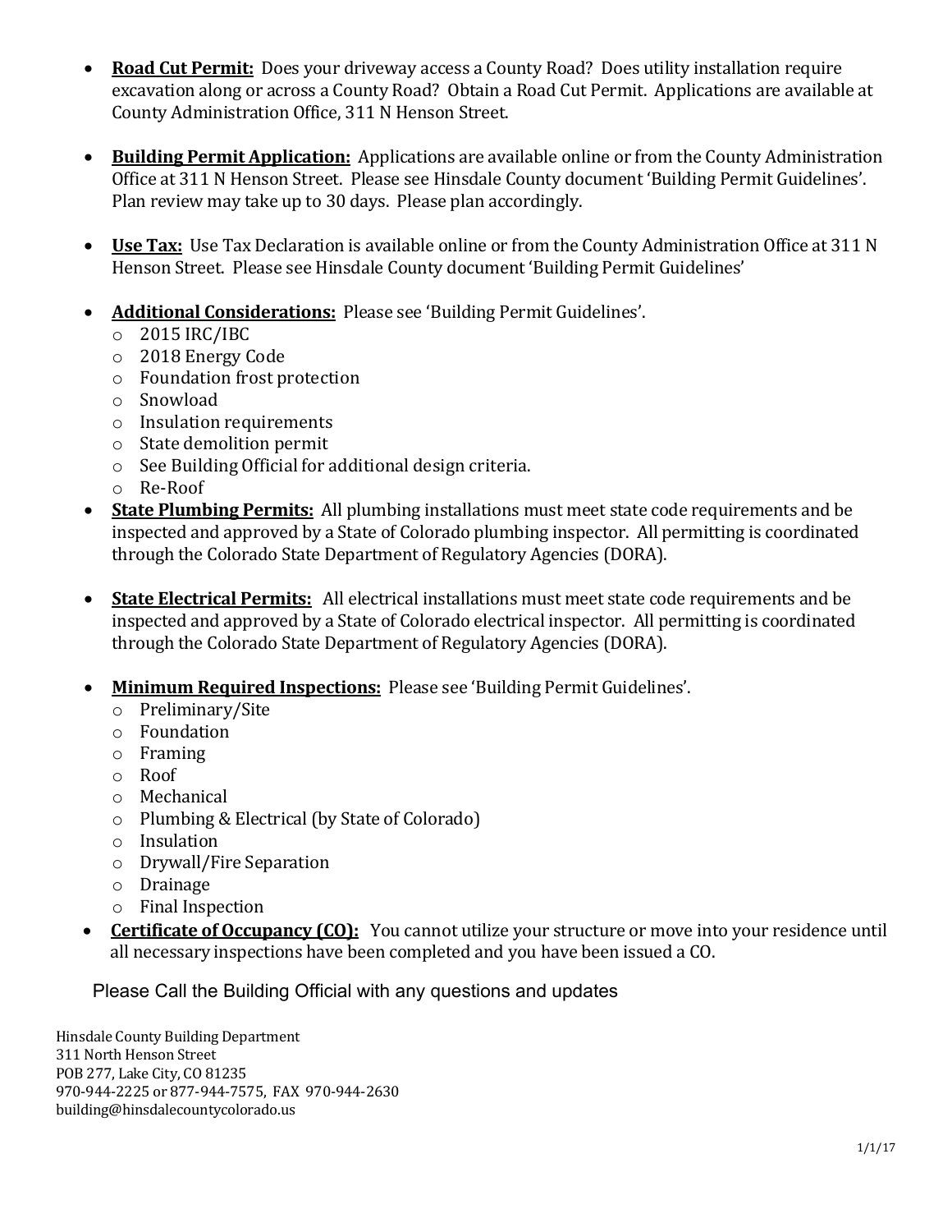- **Road Cut Permit:** Does your driveway access a County Road? Does utility installation require excavation along or across a County Road? Obtain a Road Cut Permit. Applications are available at County Administration Office, 311 N Henson Street.

- **Building Permit Application:** Applications are available online or from the County Administration Office at 311 N Henson Street. Please see Hinsdale County document 'Building Permit Guidelines'. Plan review may take up to 30 days. Please plan accordingly.

- **Use Tax:** Use Tax Declaration is available online or from the County Administration Office at 311 N Henson Street. Please see Hinsdale County document 'Building Permit Guidelines'

- **Additional Considerations:** Please see 'Building Permit Guidelines'.
  - 2015 IRC/IBC
  - 2018 Energy Code
  - Foundation frost protection
  - Snowload
  - Insulation requirements
  - State demolition permit
  - See Building Official for additional design criteria.
  - Re-Roof
- **State Plumbing Permits:** All plumbing installations must meet state code requirements and be inspected and approved by a State of Colorado plumbing inspector. All permitting is coordinated through the Colorado State Department of Regulatory Agencies (DORA).

- **State Electrical Permits:** All electrical installations must meet state code requirements and be inspected and approved by a State of Colorado electrical inspector. All permitting is coordinated through the Colorado State Department of Regulatory Agencies (DORA).

- **Minimum Required Inspections:** Please see 'Building Permit Guidelines'.
  - Preliminary/Site
  - Foundation
  - Framing
  - Roof
  - Mechanical
  - Plumbing & Electrical (by State of Colorado)
  - Insulation
  - Drywall/Fire Separation
  - Drainage
  - Final Inspection
- **Certificate of Occupancy (CO):** You cannot utilize your structure or move into your residence until all necessary inspections have been completed and you have been issued a CO.

Please Call the Building Official with any questions and updates

Hinsdale County Building Department
311 North Henson Street
POB 277, Lake City, CO 81235
970-944-2225 or 877-944-7575, FAX 970-944-2630
building@hinsdalecountycolorado.us

1/1/17